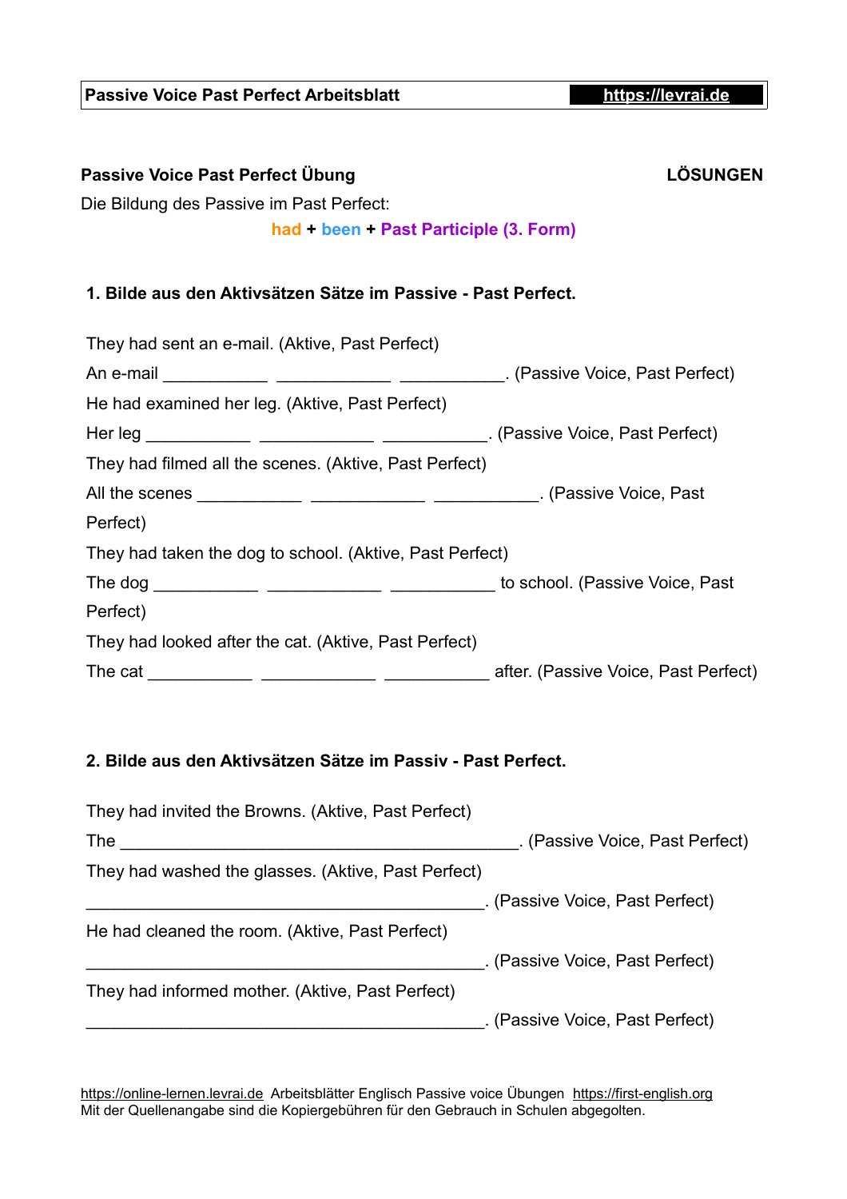**Passive Voice Past Perfect Arbeitsblatt** | https://levrai.de

**Passive Voice Past Perfect Übung** **LÖSUNGEN**

Die Bildung des Passive im Past Perfect:

**had + been + Past Participle (3. Form)**

### 1. Bilde aus den Aktivsätzen Sätze im Passive - Past Perfect.

They had sent an e-mail. (Aktive, Past Perfect)

An e-mail ___________ ____________ ___________. (Passive Voice, Past Perfect)

He had examined her leg. (Aktive, Past Perfect)

Her leg ___________ ____________ ___________. (Passive Voice, Past Perfect)

They had filmed all the scenes. (Aktive, Past Perfect)

All the scenes ___________ ____________ ___________. (Passive Voice, Past Perfect)

They had taken the dog to school. (Aktive, Past Perfect)

The dog ___________ ____________ ___________ to school. (Passive Voice, Past Perfect)

They had looked after the cat. (Aktive, Past Perfect)

The cat ___________ ____________ ___________ after. (Passive Voice, Past Perfect)

### 2. Bilde aus den Aktivsätzen Sätze im Passiv - Past Perfect.

They had invited the Browns. (Aktive, Past Perfect)

The ____________________________________________. (Passive Voice, Past Perfect)

They had washed the glasses. (Aktive, Past Perfect)

____________________________________________. (Passive Voice, Past Perfect)

He had cleaned the room. (Aktive, Past Perfect)

____________________________________________. (Passive Voice, Past Perfect)

They had informed mother. (Aktive, Past Perfect)

____________________________________________. (Passive Voice, Past Perfect)

https://online-lernen.levrai.de Arbeitsblätter Englisch Passive voice Übungen https://first-english.org
Mit der Quellenangabe sind die Kopiergebühren für den Gebrauch in Schulen abgegolten.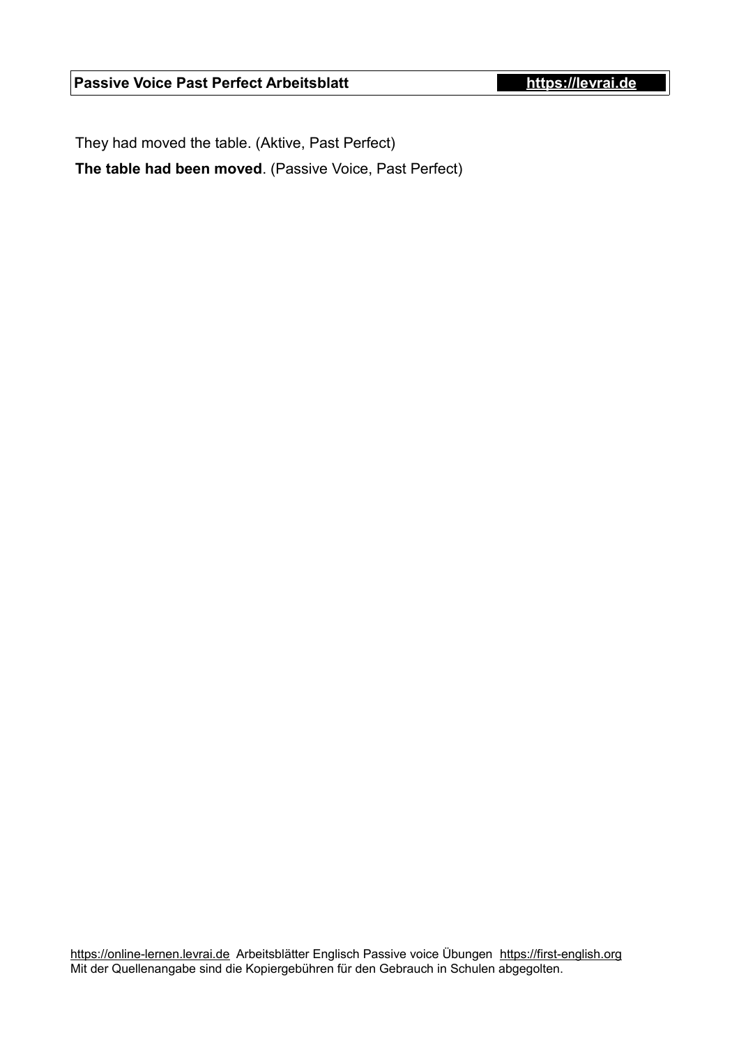They had moved the table. (Aktive, Past Perfect)

**The table had been moved**. (Passive Voice, Past Perfect)